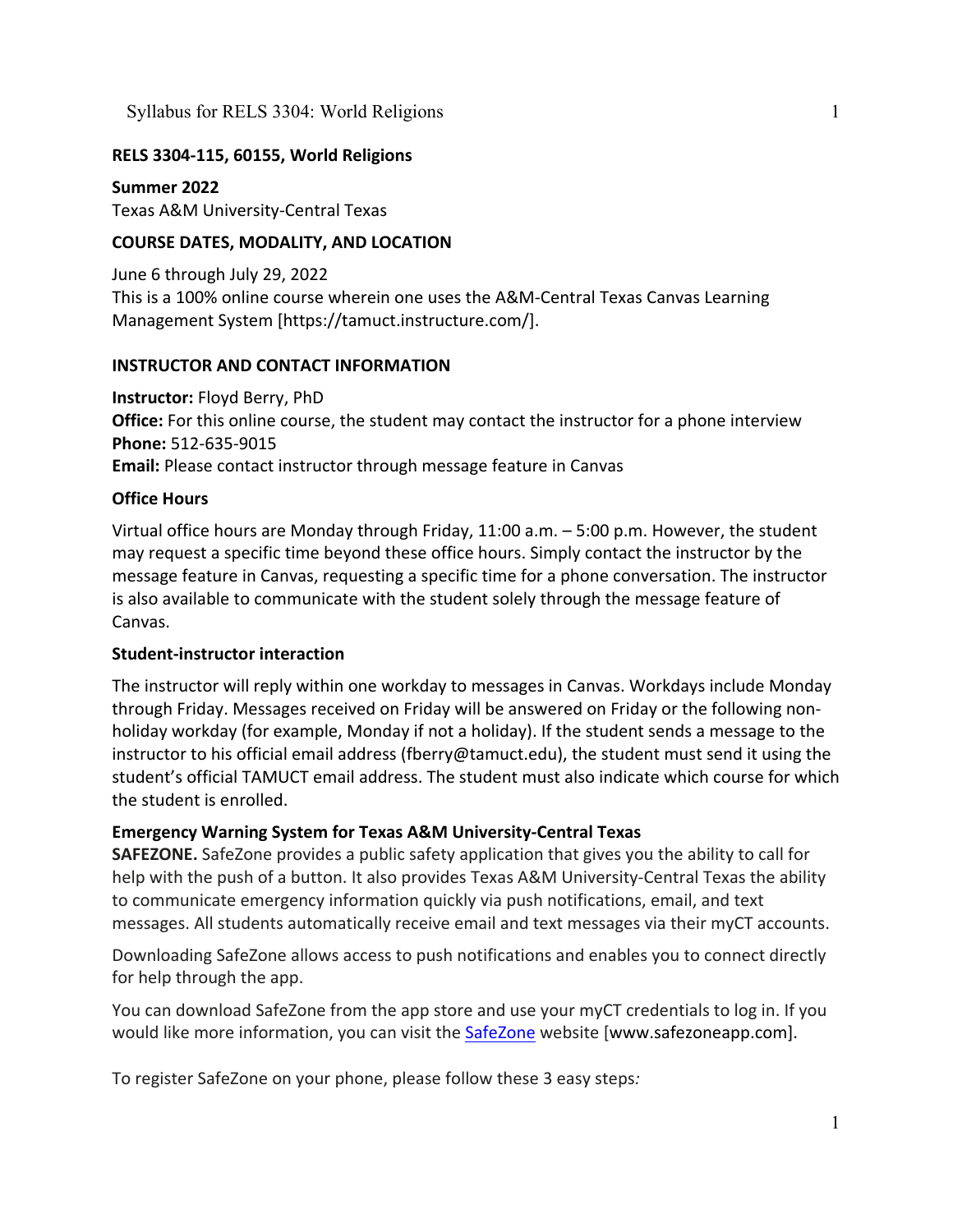**RELS 3304-115, 60155, World Religions**

**Summer 2022**
Texas A&M University-Central Texas

## COURSE DATES, MODALITY, AND LOCATION

June 6 through July 29, 2022
This is a 100% online course wherein one uses the A&M-Central Texas Canvas Learning Management System [https://tamuct.instructure.com/].

## INSTRUCTOR AND CONTACT INFORMATION

**Instructor:** Floyd Berry, PhD
**Office:** For this online course, the student may contact the instructor for a phone interview
**Phone:** 512-635-9015
**Email:** Please contact instructor through message feature in Canvas

### Office Hours

Virtual office hours are Monday through Friday, 11:00 a.m. – 5:00 p.m. However, the student may request a specific time beyond these office hours. Simply contact the instructor by the message feature in Canvas, requesting a specific time for a phone conversation. The instructor is also available to communicate with the student solely through the message feature of Canvas.

### Student-instructor interaction

The instructor will reply within one workday to messages in Canvas. Workdays include Monday through Friday. Messages received on Friday will be answered on Friday or the following non-holiday workday (for example, Monday if not a holiday). If the student sends a message to the instructor to his official email address (fberry@tamuct.edu), the student must send it using the student's official TAMUCT email address. The student must also indicate which course for which the student is enrolled.

### Emergency Warning System for Texas A&M University-Central Texas

**SAFEZONE.** SafeZone provides a public safety application that gives you the ability to call for help with the push of a button. It also provides Texas A&M University-Central Texas the ability to communicate emergency information quickly via push notifications, email, and text messages. All students automatically receive email and text messages via their myCT accounts.

Downloading SafeZone allows access to push notifications and enables you to connect directly for help through the app.

You can download SafeZone from the app store and use your myCT credentials to log in. If you would like more information, you can visit the SafeZone website [www.safezoneapp.com].

To register SafeZone on your phone, please follow these 3 easy steps*:*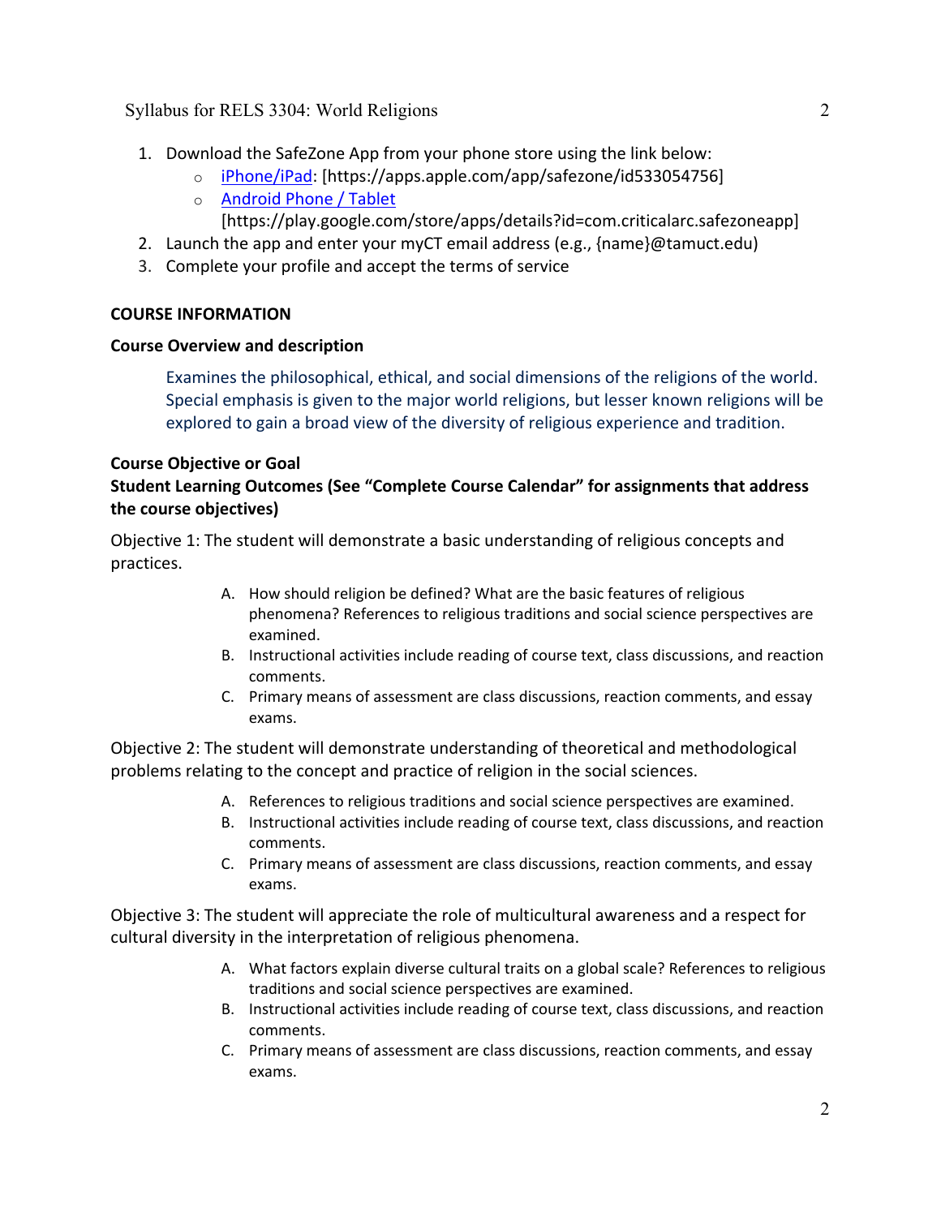1. Download the SafeZone App from your phone store using the link below:
   - iPhone/iPad: [https://apps.apple.com/app/safezone/id533054756]
   - Android Phone / Tablet [https://play.google.com/store/apps/details?id=com.criticalarc.safezoneapp]
2. Launch the app and enter your myCT email address (e.g., {name}@tamuct.edu)
3. Complete your profile and accept the terms of service

## COURSE INFORMATION

### Course Overview and description

Examines the philosophical, ethical, and social dimensions of the religions of the world. Special emphasis is given to the major world religions, but lesser known religions will be explored to gain a broad view of the diversity of religious experience and tradition.

### Course Objective or Goal

### Student Learning Outcomes (See "Complete Course Calendar" for assignments that address the course objectives)

Objective 1: The student will demonstrate a basic understanding of religious concepts and practices.

A. How should religion be defined? What are the basic features of religious phenomena? References to religious traditions and social science perspectives are examined.
B. Instructional activities include reading of course text, class discussions, and reaction comments.
C. Primary means of assessment are class discussions, reaction comments, and essay exams.

Objective 2: The student will demonstrate understanding of theoretical and methodological problems relating to the concept and practice of religion in the social sciences.

A. References to religious traditions and social science perspectives are examined.
B. Instructional activities include reading of course text, class discussions, and reaction comments.
C. Primary means of assessment are class discussions, reaction comments, and essay exams.

Objective 3: The student will appreciate the role of multicultural awareness and a respect for cultural diversity in the interpretation of religious phenomena.

A. What factors explain diverse cultural traits on a global scale? References to religious traditions and social science perspectives are examined.
B. Instructional activities include reading of course text, class discussions, and reaction comments.
C. Primary means of assessment are class discussions, reaction comments, and essay exams.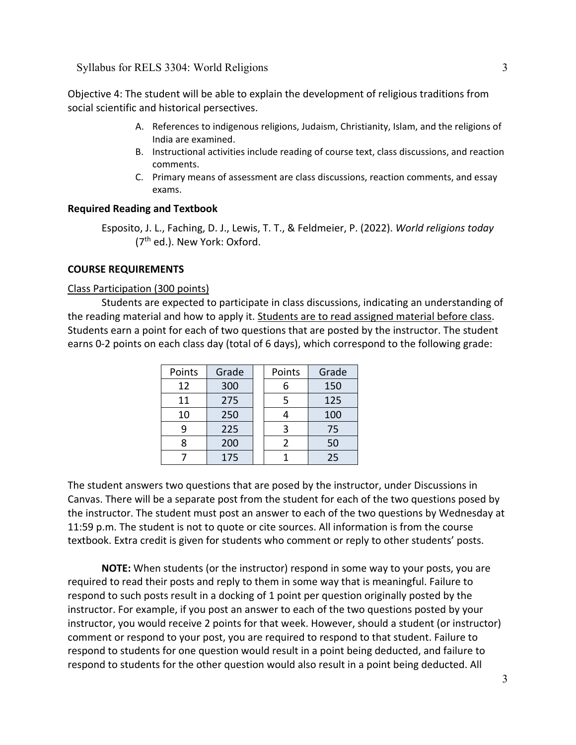Objective 4: The student will be able to explain the development of religious traditions from social scientific and historical persectives.

A. References to indigenous religions, Judaism, Christianity, Islam, and the religions of India are examined.
B. Instructional activities include reading of course text, class discussions, and reaction comments.
C. Primary means of assessment are class discussions, reaction comments, and essay exams.

**Required Reading and Textbook**

Esposito, J. L., Faching, D. J., Lewis, T. T., & Feldmeier, P. (2022). *World religions today* (7th ed.). New York: Oxford.

**COURSE REQUIREMENTS**

Class Participation (300 points)

Students are expected to participate in class discussions, indicating an understanding of the reading material and how to apply it. Students are to read assigned material before class. Students earn a point for each of two questions that are posted by the instructor. The student earns 0-2 points on each class day (total of 6 days), which correspond to the following grade:

| Points | Grade | | Points | Grade |
|---|---|---|---|---|
| 12 | 300 | | 6 | 150 |
| 11 | 275 | | 5 | 125 |
| 10 | 250 | | 4 | 100 |
| 9 | 225 | | 3 | 75 |
| 8 | 200 | | 2 | 50 |
| 7 | 175 | | 1 | 25 |

The student answers two questions that are posed by the instructor, under Discussions in Canvas. There will be a separate post from the student for each of the two questions posed by the instructor. The student must post an answer to each of the two questions by Wednesday at 11:59 p.m. The student is not to quote or cite sources. All information is from the course textbook. Extra credit is given for students who comment or reply to other students' posts.

**NOTE:** When students (or the instructor) respond in some way to your posts, you are required to read their posts and reply to them in some way that is meaningful. Failure to respond to such posts result in a docking of 1 point per question originally posted by the instructor. For example, if you post an answer to each of the two questions posted by your instructor, you would receive 2 points for that week. However, should a student (or instructor) comment or respond to your post, you are required to respond to that student. Failure to respond to students for one question would result in a point being deducted, and failure to respond to students for the other question would also result in a point being deducted. All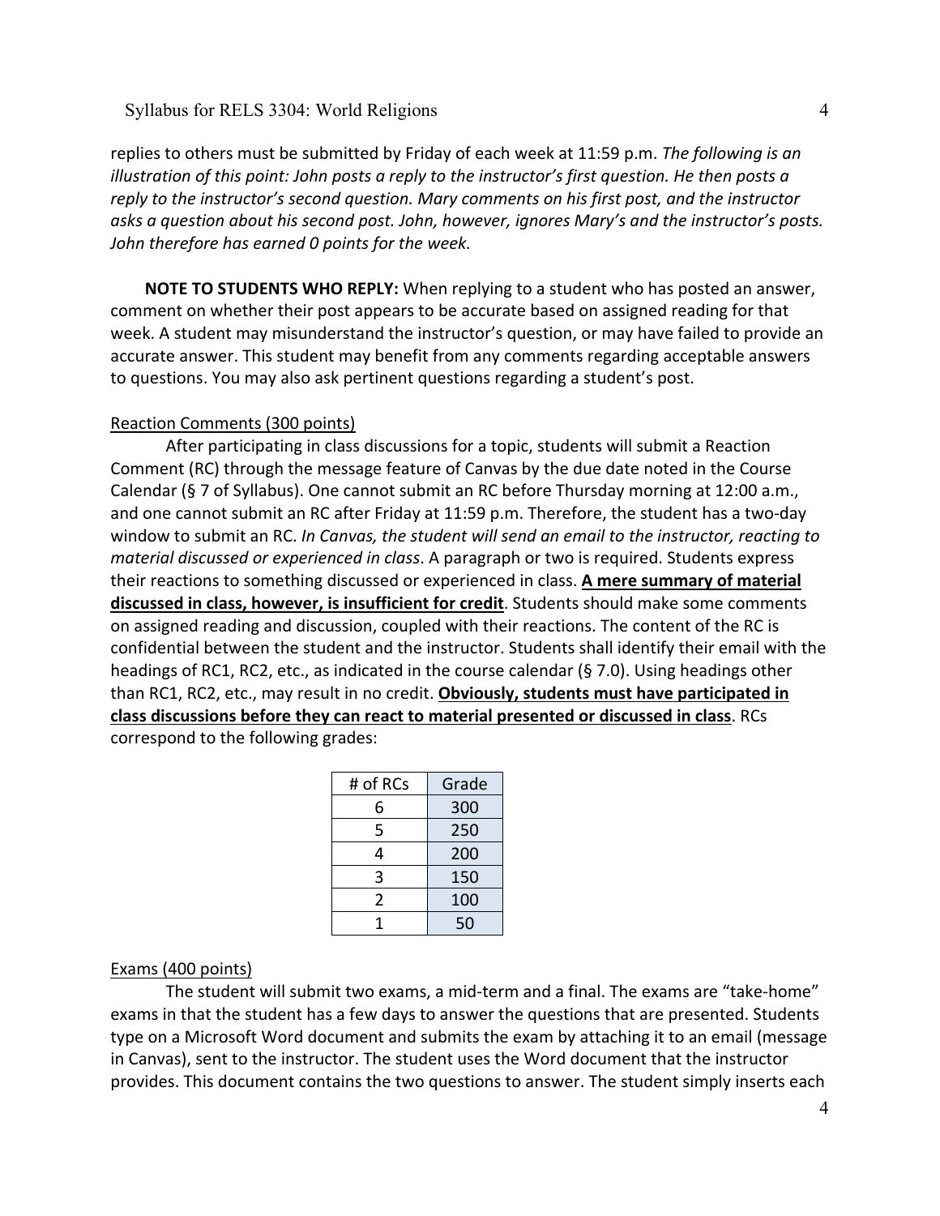replies to others must be submitted by Friday of each week at 11:59 p.m. *The following is an illustration of this point: John posts a reply to the instructor's first question. He then posts a reply to the instructor's second question. Mary comments on his first post, and the instructor asks a question about his second post. John, however, ignores Mary's and the instructor's posts. John therefore has earned 0 points for the week.*

**NOTE TO STUDENTS WHO REPLY:** When replying to a student who has posted an answer, comment on whether their post appears to be accurate based on assigned reading for that week. A student may misunderstand the instructor's question, or may have failed to provide an accurate answer. This student may benefit from any comments regarding acceptable answers to questions. You may also ask pertinent questions regarding a student's post.

Reaction Comments (300 points)

After participating in class discussions for a topic, students will submit a Reaction Comment (RC) through the message feature of Canvas by the due date noted in the Course Calendar (§ 7 of Syllabus). One cannot submit an RC before Thursday morning at 12:00 a.m., and one cannot submit an RC after Friday at 11:59 p.m. Therefore, the student has a two-day window to submit an RC. *In Canvas, the student will send an email to the instructor, reacting to material discussed or experienced in class*. A paragraph or two is required. Students express their reactions to something discussed or experienced in class. **A mere summary of material discussed in class, however, is insufficient for credit**. Students should make some comments on assigned reading and discussion, coupled with their reactions. The content of the RC is confidential between the student and the instructor. Students shall identify their email with the headings of RC1, RC2, etc., as indicated in the course calendar (§ 7.0). Using headings other than RC1, RC2, etc., may result in no credit. **Obviously, students must have participated in class discussions before they can react to material presented or discussed in class**. RCs correspond to the following grades:

| # of RCs | Grade |
|---|---|
| 6 | 300 |
| 5 | 250 |
| 4 | 200 |
| 3 | 150 |
| 2 | 100 |
| 1 | 50 |

Exams (400 points)

The student will submit two exams, a mid-term and a final. The exams are "take-home" exams in that the student has a few days to answer the questions that are presented. Students type on a Microsoft Word document and submits the exam by attaching it to an email (message in Canvas), sent to the instructor. The student uses the Word document that the instructor provides. This document contains the two questions to answer. The student simply inserts each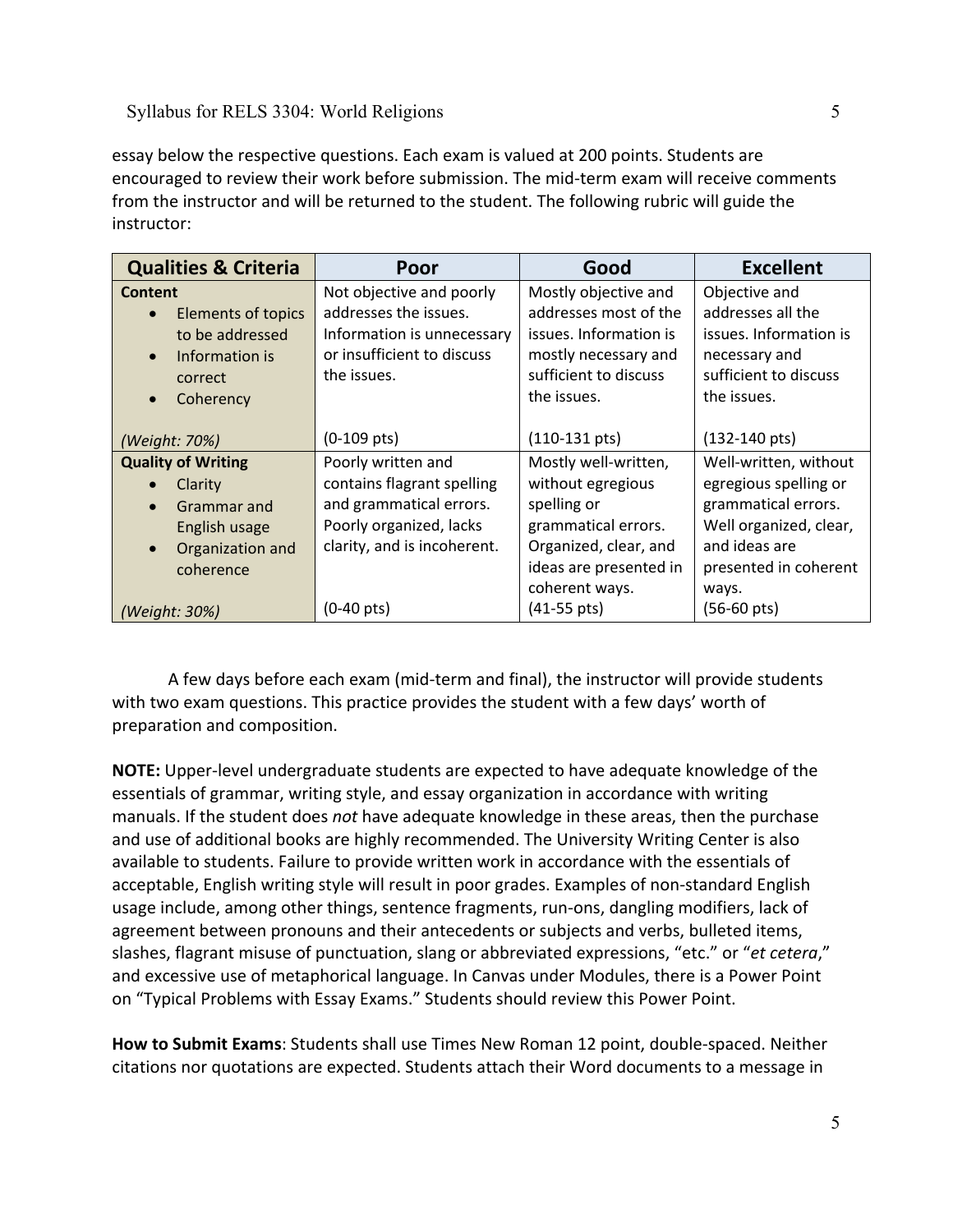essay below the respective questions. Each exam is valued at 200 points. Students are encouraged to review their work before submission. The mid-term exam will receive comments from the instructor and will be returned to the student. The following rubric will guide the instructor:

| Qualities & Criteria | Poor | Good | Excellent |
|---|---|---|---|
| **Content**<br>• Elements of topics to be addressed<br>• Information is correct<br>• Coherency<br><br>*(Weight: 70%)* | Not objective and poorly addresses the issues. Information is unnecessary or insufficient to discuss the issues.<br><br>(0-109 pts) | Mostly objective and addresses most of the issues. Information is mostly necessary and sufficient to discuss the issues.<br><br>(110-131 pts) | Objective and addresses all the issues. Information is necessary and sufficient to discuss the issues.<br><br>(132-140 pts) |
| **Quality of Writing**<br>• Clarity<br>• Grammar and English usage<br>• Organization and coherence<br><br>*(Weight: 30%)* | Poorly written and contains flagrant spelling and grammatical errors. Poorly organized, lacks clarity, and is incoherent.<br><br>(0-40 pts) | Mostly well-written, without egregious spelling or grammatical errors. Organized, clear, and ideas are presented in coherent ways.<br>(41-55 pts) | Well-written, without egregious spelling or grammatical errors. Well organized, clear, and ideas are presented in coherent ways.<br>(56-60 pts) |

A few days before each exam (mid-term and final), the instructor will provide students with two exam questions. This practice provides the student with a few days' worth of preparation and composition.

**NOTE:** Upper-level undergraduate students are expected to have adequate knowledge of the essentials of grammar, writing style, and essay organization in accordance with writing manuals. If the student does *not* have adequate knowledge in these areas, then the purchase and use of additional books are highly recommended. The University Writing Center is also available to students. Failure to provide written work in accordance with the essentials of acceptable, English writing style will result in poor grades. Examples of non-standard English usage include, among other things, sentence fragments, run-ons, dangling modifiers, lack of agreement between pronouns and their antecedents or subjects and verbs, bulleted items, slashes, flagrant misuse of punctuation, slang or abbreviated expressions, "etc." or "*et cetera*," and excessive use of metaphorical language. In Canvas under Modules, there is a Power Point on "Typical Problems with Essay Exams." Students should review this Power Point.

**How to Submit Exams**: Students shall use Times New Roman 12 point, double-spaced. Neither citations nor quotations are expected. Students attach their Word documents to a message in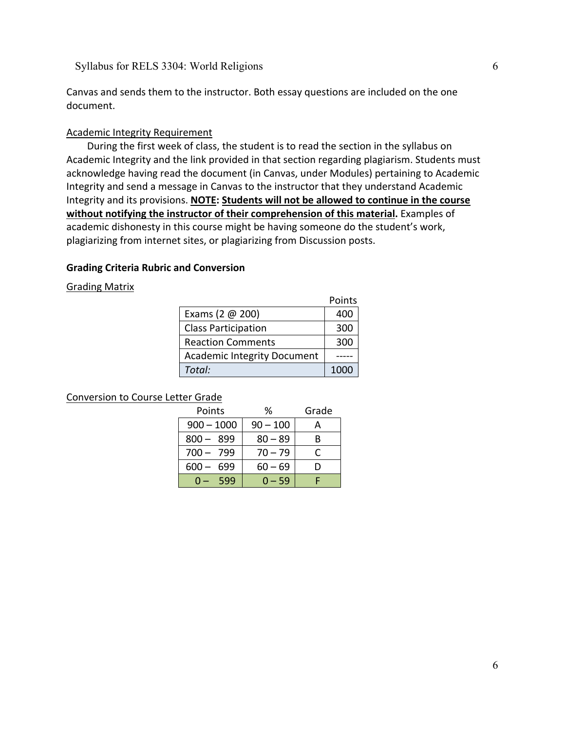Canvas and sends them to the instructor. Both essay questions are included on the one document.

Academic Integrity Requirement

During the first week of class, the student is to read the section in the syllabus on Academic Integrity and the link provided in that section regarding plagiarism. Students must acknowledge having read the document (in Canvas, under Modules) pertaining to Academic Integrity and send a message in Canvas to the instructor that they understand Academic Integrity and its provisions. **NOTE: Students will not be allowed to continue in the course without notifying the instructor of their comprehension of this material.** Examples of academic dishonesty in this course might be having someone do the student's work, plagiarizing from internet sites, or plagiarizing from Discussion posts.

**Grading Criteria Rubric and Conversion**

Grading Matrix

| | Points |
|---|---|
| Exams (2 @ 200) | 400 |
| Class Participation | 300 |
| Reaction Comments | 300 |
| Academic Integrity Document | ----- |
| *Total:* | 1000 |

Conversion to Course Letter Grade

| Points | % | Grade |
|---|---|---|
| 900 – 1000 | 90 – 100 | A |
| 800 – 899 | 80 – 89 | B |
| 700 – 799 | 70 – 79 | C |
| 600 – 699 | 60 – 69 | D |
| 0 – 599 | 0 – 59 | F |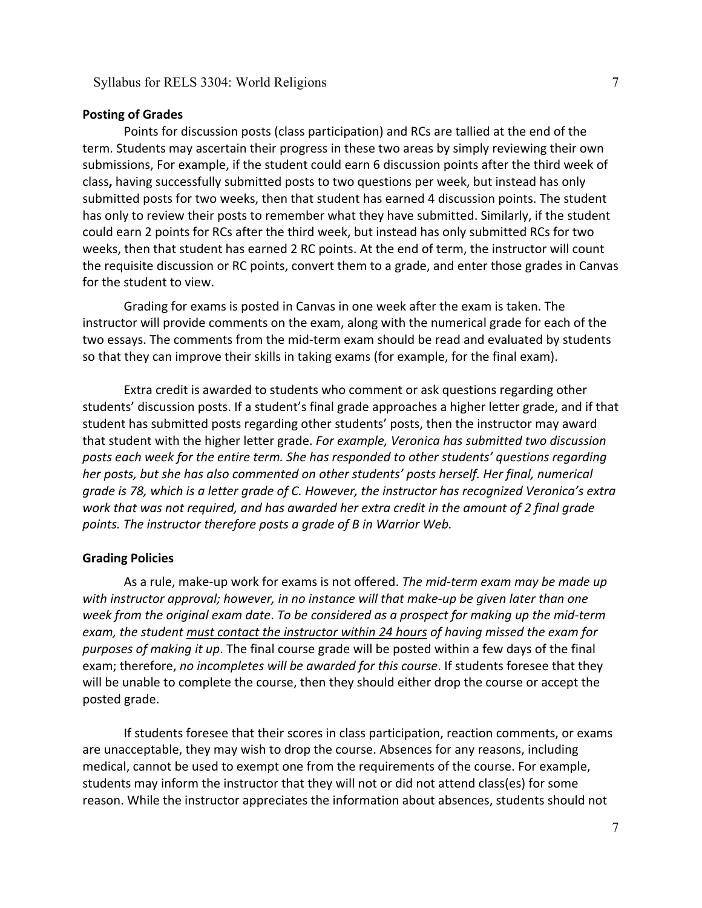**Posting of Grades**

Points for discussion posts (class participation) and RCs are tallied at the end of the term. Students may ascertain their progress in these two areas by simply reviewing their own submissions, For example, if the student could earn 6 discussion points after the third week of class**,** having successfully submitted posts to two questions per week, but instead has only submitted posts for two weeks, then that student has earned 4 discussion points. The student has only to review their posts to remember what they have submitted. Similarly, if the student could earn 2 points for RCs after the third week, but instead has only submitted RCs for two weeks, then that student has earned 2 RC points. At the end of term, the instructor will count the requisite discussion or RC points, convert them to a grade, and enter those grades in Canvas for the student to view.

Grading for exams is posted in Canvas in one week after the exam is taken. The instructor will provide comments on the exam, along with the numerical grade for each of the two essays. The comments from the mid-term exam should be read and evaluated by students so that they can improve their skills in taking exams (for example, for the final exam).

Extra credit is awarded to students who comment or ask questions regarding other students' discussion posts. If a student's final grade approaches a higher letter grade, and if that student has submitted posts regarding other students' posts, then the instructor may award that student with the higher letter grade. *For example, Veronica has submitted two discussion posts each week for the entire term. She has responded to other students' questions regarding her posts, but she has also commented on other students' posts herself. Her final, numerical grade is 78, which is a letter grade of C. However, the instructor has recognized Veronica's extra work that was not required, and has awarded her extra credit in the amount of 2 final grade points. The instructor therefore posts a grade of B in Warrior Web.*

**Grading Policies**

As a rule, make-up work for exams is not offered. *The mid-term exam may be made up with instructor approval; however, in no instance will that make-up be given later than one week from the original exam date*. *To be considered as a prospect for making up the mid-term exam, the student <u>must contact the instructor within 24 hours</u> of having missed the exam for purposes of making it up*. The final course grade will be posted within a few days of the final exam; therefore, *no incompletes will be awarded for this course*. If students foresee that they will be unable to complete the course, then they should either drop the course or accept the posted grade.

If students foresee that their scores in class participation, reaction comments, or exams are unacceptable, they may wish to drop the course. Absences for any reasons, including medical, cannot be used to exempt one from the requirements of the course. For example, students may inform the instructor that they will not or did not attend class(es) for some reason. While the instructor appreciates the information about absences, students should not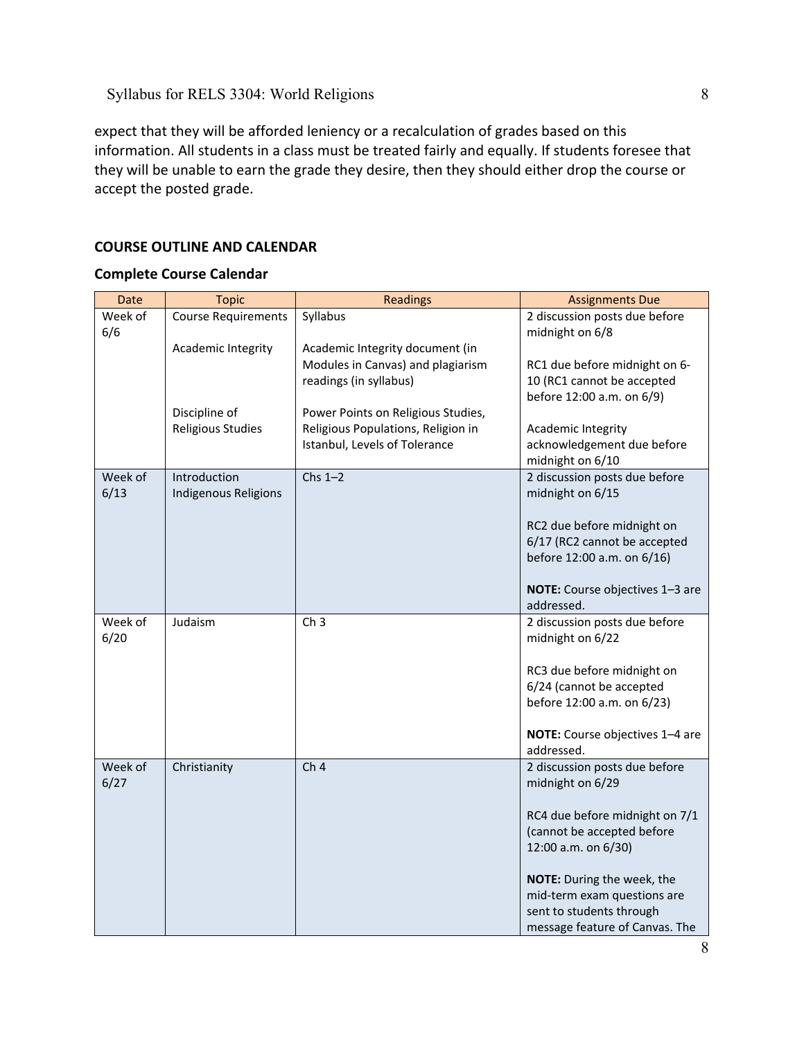expect that they will be afforded leniency or a recalculation of grades based on this information. All students in a class must be treated fairly and equally. If students foresee that they will be unable to earn the grade they desire, then they should either drop the course or accept the posted grade.

## COURSE OUTLINE AND CALENDAR

### Complete Course Calendar

| Date | Topic | Readings | Assignments Due |
|---|---|---|---|
| Week of 6/6 | Course Requirements<br><br>Academic Integrity<br><br>Discipline of Religious Studies | Syllabus<br><br>Academic Integrity document (in Modules in Canvas) and plagiarism readings (in syllabus)<br><br>Power Points on Religious Studies, Religious Populations, Religion in Istanbul, Levels of Tolerance | 2 discussion posts due before midnight on 6/8<br><br>RC1 due before midnight on 6-10 (RC1 cannot be accepted before 12:00 a.m. on 6/9)<br><br>Academic Integrity acknowledgement due before midnight on 6/10 |
| Week of 6/13 | Introduction<br>Indigenous Religions | Chs 1–2 | 2 discussion posts due before midnight on 6/15<br><br>RC2 due before midnight on 6/17 (RC2 cannot be accepted before 12:00 a.m. on 6/16)<br><br>**NOTE:** Course objectives 1–3 are addressed. |
| Week of 6/20 | Judaism | Ch 3 | 2 discussion posts due before midnight on 6/22<br><br>RC3 due before midnight on 6/24 (cannot be accepted before 12:00 a.m. on 6/23)<br><br>**NOTE:** Course objectives 1–4 are addressed. |
| Week of 6/27 | Christianity | Ch 4 | 2 discussion posts due before midnight on 6/29<br><br>RC4 due before midnight on 7/1 (cannot be accepted before 12:00 a.m. on 6/30)<br><br>**NOTE:** During the week, the mid-term exam questions are sent to students through message feature of Canvas. The |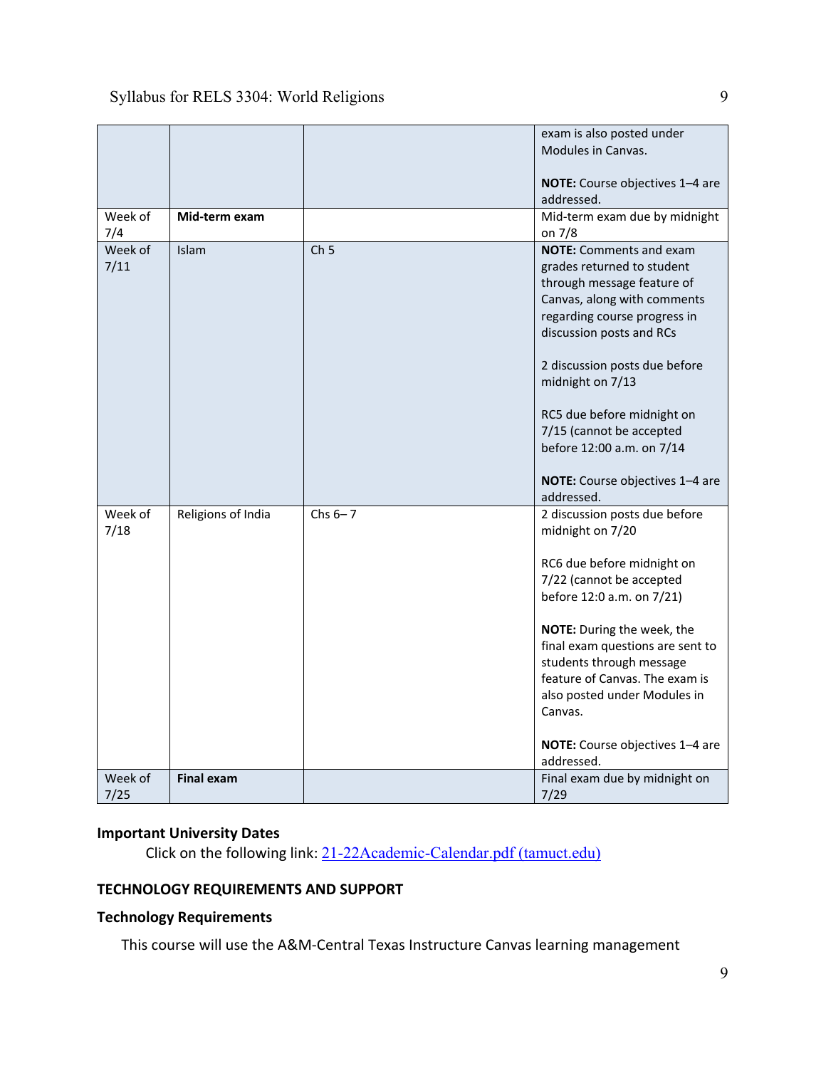| | | | |
|---|---|---|---|
| | | | exam is also posted under Modules in Canvas.<br><br>**NOTE:** Course objectives 1–4 are addressed. |
| Week of 7/4 | **Mid-term exam** | | Mid-term exam due by midnight on 7/8 |
| Week of 7/11 | Islam | Ch 5 | **NOTE:** Comments and exam grades returned to student through message feature of Canvas, along with comments regarding course progress in discussion posts and RCs<br><br>2 discussion posts due before midnight on 7/13<br><br>RC5 due before midnight on 7/15 (cannot be accepted before 12:00 a.m. on 7/14<br><br>**NOTE:** Course objectives 1–4 are addressed. |
| Week of 7/18 | Religions of India | Chs 6– 7 | 2 discussion posts due before midnight on 7/20<br><br>RC6 due before midnight on 7/22 (cannot be accepted before 12:0 a.m. on 7/21)<br><br>**NOTE:** During the week, the final exam questions are sent to students through message feature of Canvas. The exam is also posted under Modules in Canvas.<br><br>**NOTE:** Course objectives 1–4 are addressed. |
| Week of 7/25 | **Final exam** | | Final exam due by midnight on 7/29 |

### Important University Dates

Click on the following link: [21-22Academic-Calendar.pdf (tamuct.edu)]

## TECHNOLOGY REQUIREMENTS AND SUPPORT

### Technology Requirements

This course will use the A&M-Central Texas Instructure Canvas learning management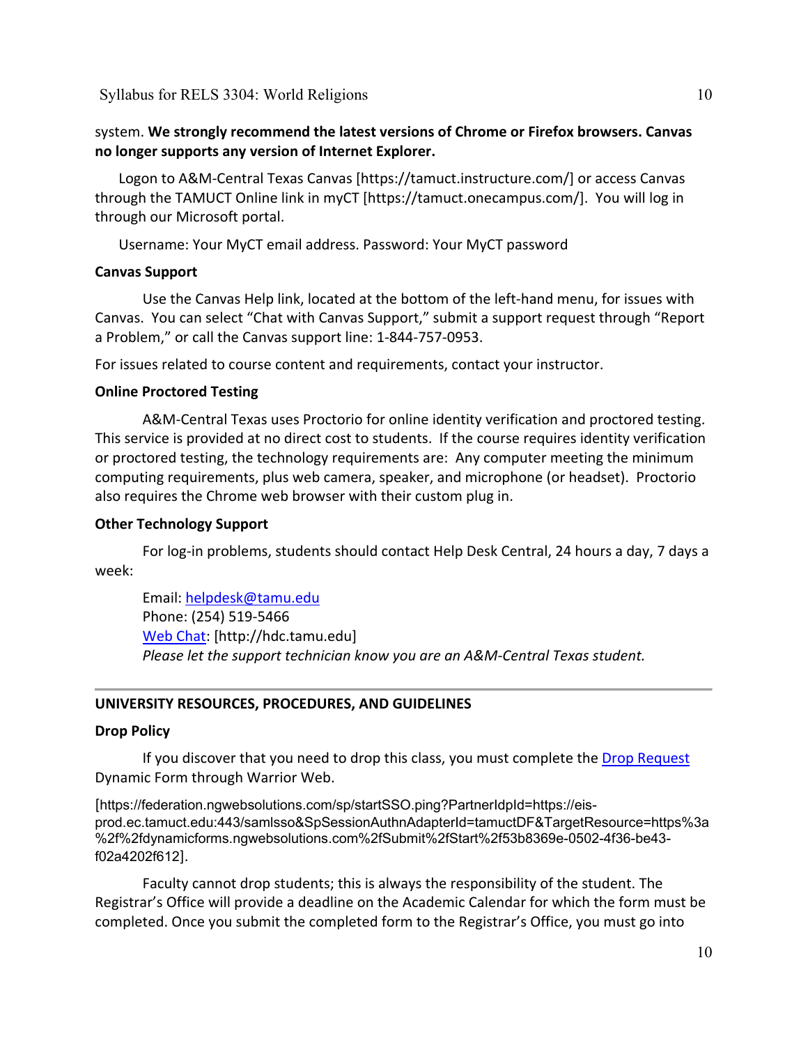system. **We strongly recommend the latest versions of Chrome or Firefox browsers. Canvas no longer supports any version of Internet Explorer.**

Logon to A&M-Central Texas Canvas [https://tamuct.instructure.com/] or access Canvas through the TAMUCT Online link in myCT [https://tamuct.onecampus.com/]. You will log in through our Microsoft portal.

Username: Your MyCT email address. Password: Your MyCT password

**Canvas Support**

Use the Canvas Help link, located at the bottom of the left-hand menu, for issues with Canvas. You can select "Chat with Canvas Support," submit a support request through "Report a Problem," or call the Canvas support line: 1-844-757-0953.

For issues related to course content and requirements, contact your instructor.

**Online Proctored Testing**

A&M-Central Texas uses Proctorio for online identity verification and proctored testing. This service is provided at no direct cost to students. If the course requires identity verification or proctored testing, the technology requirements are: Any computer meeting the minimum computing requirements, plus web camera, speaker, and microphone (or headset). Proctorio also requires the Chrome web browser with their custom plug in.

**Other Technology Support**

For log-in problems, students should contact Help Desk Central, 24 hours a day, 7 days a week:

Email: helpdesk@tamu.edu
Phone: (254) 519-5466
Web Chat: [http://hdc.tamu.edu]
*Please let the support technician know you are an A&M-Central Texas student.*

---

## UNIVERSITY RESOURCES, PROCEDURES, AND GUIDELINES

**Drop Policy**

If you discover that you need to drop this class, you must complete the Drop Request Dynamic Form through Warrior Web.

[https://federation.ngwebsolutions.com/sp/startSSO.ping?PartnerIdpId=https://eis-prod.ec.tamuct.edu:443/samlsso&SpSessionAuthnAdapterId=tamuctDF&TargetResource=https%3a%2f%2fdynamicforms.ngwebsolutions.com%2fSubmit%2fStart%2f53b8369e-0502-4f36-be43-f02a4202f612].

Faculty cannot drop students; this is always the responsibility of the student. The Registrar's Office will provide a deadline on the Academic Calendar for which the form must be completed. Once you submit the completed form to the Registrar's Office, you must go into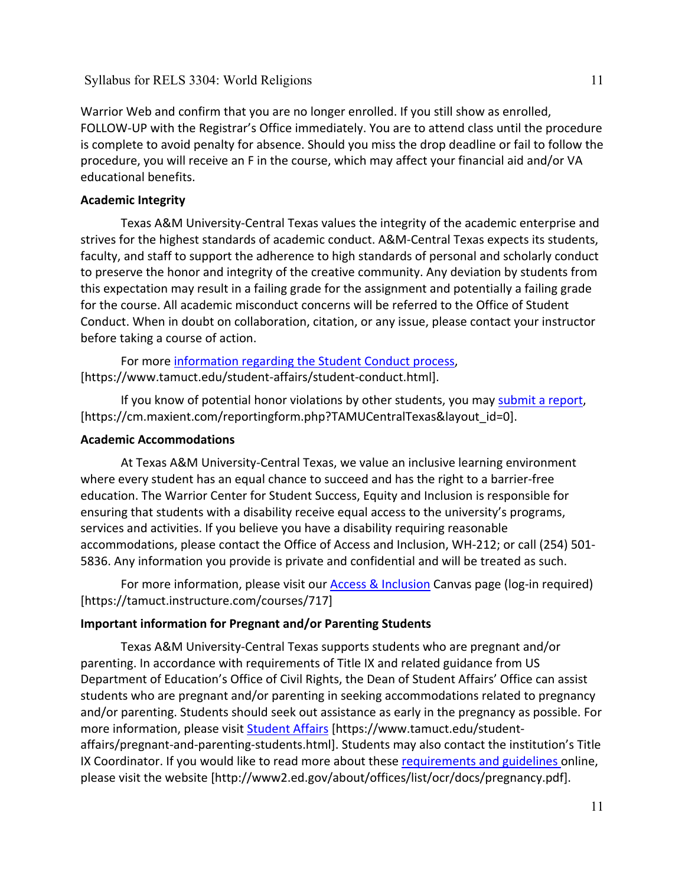Warrior Web and confirm that you are no longer enrolled. If you still show as enrolled, FOLLOW-UP with the Registrar's Office immediately. You are to attend class until the procedure is complete to avoid penalty for absence. Should you miss the drop deadline or fail to follow the procedure, you will receive an F in the course, which may affect your financial aid and/or VA educational benefits.

**Academic Integrity**

Texas A&M University-Central Texas values the integrity of the academic enterprise and strives for the highest standards of academic conduct. A&M-Central Texas expects its students, faculty, and staff to support the adherence to high standards of personal and scholarly conduct to preserve the honor and integrity of the creative community. Any deviation by students from this expectation may result in a failing grade for the assignment and potentially a failing grade for the course. All academic misconduct concerns will be referred to the Office of Student Conduct. When in doubt on collaboration, citation, or any issue, please contact your instructor before taking a course of action.

For more information regarding the Student Conduct process, [https://www.tamuct.edu/student-affairs/student-conduct.html].

If you know of potential honor violations by other students, you may submit a report, [https://cm.maxient.com/reportingform.php?TAMUCentralTexas&layout_id=0].

**Academic Accommodations**

At Texas A&M University-Central Texas, we value an inclusive learning environment where every student has an equal chance to succeed and has the right to a barrier-free education. The Warrior Center for Student Success, Equity and Inclusion is responsible for ensuring that students with a disability receive equal access to the university's programs, services and activities. If you believe you have a disability requiring reasonable accommodations, please contact the Office of Access and Inclusion, WH-212; or call (254) 501-5836. Any information you provide is private and confidential and will be treated as such.

For more information, please visit our Access & Inclusion Canvas page (log-in required) [https://tamuct.instructure.com/courses/717]

**Important information for Pregnant and/or Parenting Students**

Texas A&M University-Central Texas supports students who are pregnant and/or parenting. In accordance with requirements of Title IX and related guidance from US Department of Education's Office of Civil Rights, the Dean of Student Affairs' Office can assist students who are pregnant and/or parenting in seeking accommodations related to pregnancy and/or parenting. Students should seek out assistance as early in the pregnancy as possible. For more information, please visit Student Affairs [https://www.tamuct.edu/student-affairs/pregnant-and-parenting-students.html]. Students may also contact the institution's Title IX Coordinator. If you would like to read more about these requirements and guidelines online, please visit the website [http://www2.ed.gov/about/offices/list/ocr/docs/pregnancy.pdf].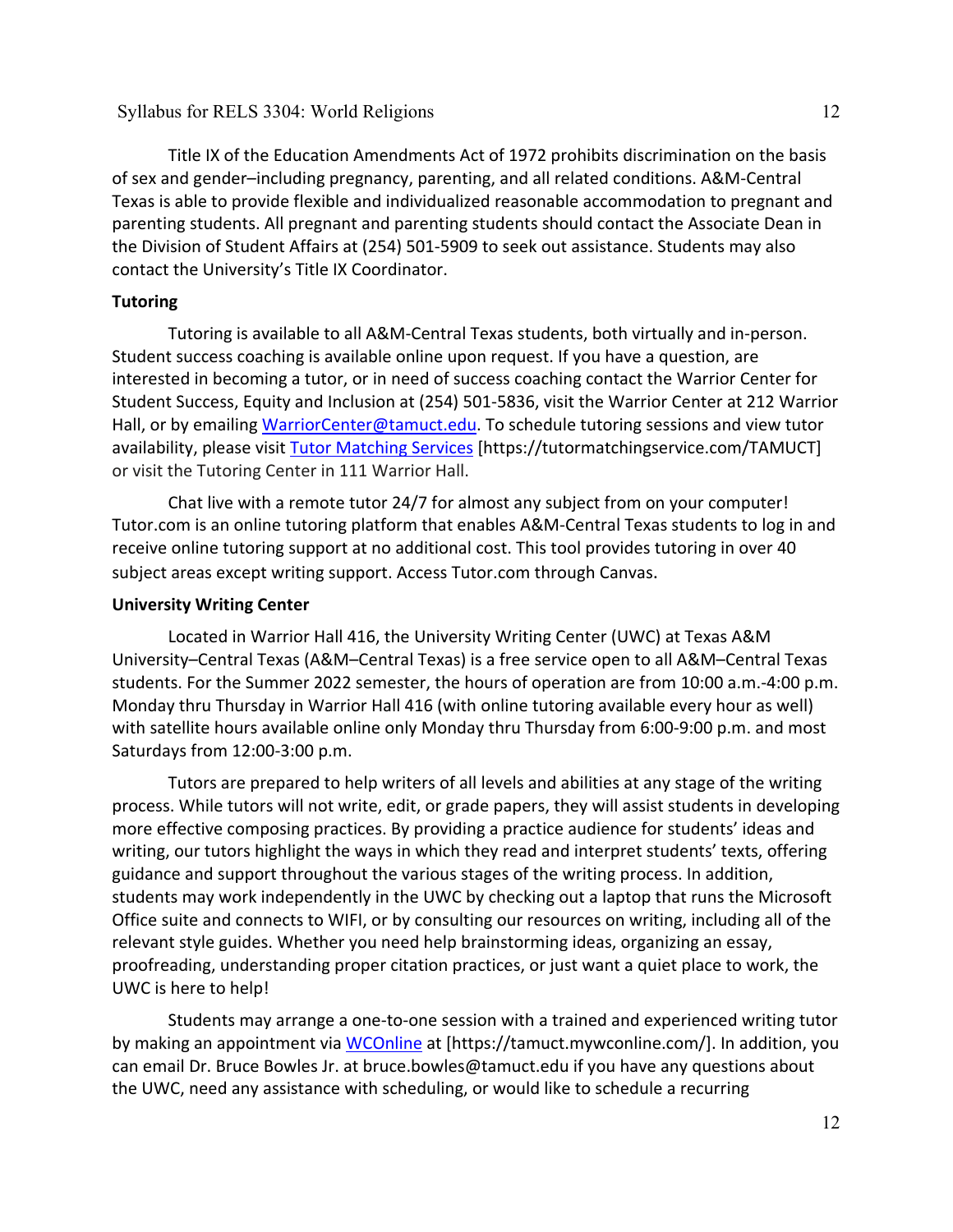Title IX of the Education Amendments Act of 1972 prohibits discrimination on the basis of sex and gender–including pregnancy, parenting, and all related conditions. A&M-Central Texas is able to provide flexible and individualized reasonable accommodation to pregnant and parenting students. All pregnant and parenting students should contact the Associate Dean in the Division of Student Affairs at (254) 501-5909 to seek out assistance. Students may also contact the University's Title IX Coordinator.

**Tutoring**

Tutoring is available to all A&M-Central Texas students, both virtually and in-person. Student success coaching is available online upon request. If you have a question, are interested in becoming a tutor, or in need of success coaching contact the Warrior Center for Student Success, Equity and Inclusion at (254) 501-5836, visit the Warrior Center at 212 Warrior Hall, or by emailing WarriorCenter@tamuct.edu. To schedule tutoring sessions and view tutor availability, please visit Tutor Matching Services [https://tutormatchingservice.com/TAMUCT] or visit the Tutoring Center in 111 Warrior Hall.

Chat live with a remote tutor 24/7 for almost any subject from on your computer! Tutor.com is an online tutoring platform that enables A&M-Central Texas students to log in and receive online tutoring support at no additional cost. This tool provides tutoring in over 40 subject areas except writing support. Access Tutor.com through Canvas.

**University Writing Center**

Located in Warrior Hall 416, the University Writing Center (UWC) at Texas A&M University–Central Texas (A&M–Central Texas) is a free service open to all A&M–Central Texas students. For the Summer 2022 semester, the hours of operation are from 10:00 a.m.-4:00 p.m. Monday thru Thursday in Warrior Hall 416 (with online tutoring available every hour as well) with satellite hours available online only Monday thru Thursday from 6:00-9:00 p.m. and most Saturdays from 12:00-3:00 p.m.

Tutors are prepared to help writers of all levels and abilities at any stage of the writing process. While tutors will not write, edit, or grade papers, they will assist students in developing more effective composing practices. By providing a practice audience for students' ideas and writing, our tutors highlight the ways in which they read and interpret students' texts, offering guidance and support throughout the various stages of the writing process. In addition, students may work independently in the UWC by checking out a laptop that runs the Microsoft Office suite and connects to WIFI, or by consulting our resources on writing, including all of the relevant style guides. Whether you need help brainstorming ideas, organizing an essay, proofreading, understanding proper citation practices, or just want a quiet place to work, the UWC is here to help!

Students may arrange a one-to-one session with a trained and experienced writing tutor by making an appointment via WCOnline at [https://tamuct.mywconline.com/]. In addition, you can email Dr. Bruce Bowles Jr. at bruce.bowles@tamuct.edu if you have any questions about the UWC, need any assistance with scheduling, or would like to schedule a recurring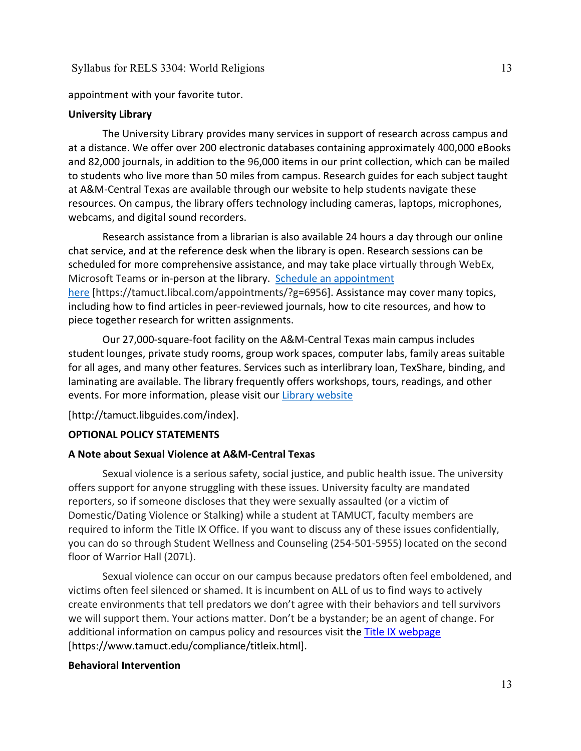appointment with your favorite tutor.

**University Library**

The University Library provides many services in support of research across campus and at a distance. We offer over 200 electronic databases containing approximately 400,000 eBooks and 82,000 journals, in addition to the 96,000 items in our print collection, which can be mailed to students who live more than 50 miles from campus. Research guides for each subject taught at A&M-Central Texas are available through our website to help students navigate these resources. On campus, the library offers technology including cameras, laptops, microphones, webcams, and digital sound recorders.

Research assistance from a librarian is also available 24 hours a day through our online chat service, and at the reference desk when the library is open. Research sessions can be scheduled for more comprehensive assistance, and may take place virtually through WebEx, Microsoft Teams or in-person at the library. [Schedule an appointment here](https://tamuct.libcal.com/appointments/?g=6956) [https://tamuct.libcal.com/appointments/?g=6956]. Assistance may cover many topics, including how to find articles in peer-reviewed journals, how to cite resources, and how to piece together research for written assignments.

Our 27,000-square-foot facility on the A&M-Central Texas main campus includes student lounges, private study rooms, group work spaces, computer labs, family areas suitable for all ages, and many other features. Services such as interlibrary loan, TexShare, binding, and laminating are available. The library frequently offers workshops, tours, readings, and other events. For more information, please visit our [Library website](http://tamuct.libguides.com/index)

[http://tamuct.libguides.com/index].

**OPTIONAL POLICY STATEMENTS**

**A Note about Sexual Violence at A&M-Central Texas**

Sexual violence is a serious safety, social justice, and public health issue. The university offers support for anyone struggling with these issues. University faculty are mandated reporters, so if someone discloses that they were sexually assaulted (or a victim of Domestic/Dating Violence or Stalking) while a student at TAMUCT, faculty members are required to inform the Title IX Office. If you want to discuss any of these issues confidentially, you can do so through Student Wellness and Counseling (254-501-5955) located on the second floor of Warrior Hall (207L).

Sexual violence can occur on our campus because predators often feel emboldened, and victims often feel silenced or shamed. It is incumbent on ALL of us to find ways to actively create environments that tell predators we don't agree with their behaviors and tell survivors we will support them. Your actions matter. Don't be a bystander; be an agent of change. For additional information on campus policy and resources visit the [Title IX webpage](https://www.tamuct.edu/compliance/titleix.html) [https://www.tamuct.edu/compliance/titleix.html].

**Behavioral Intervention**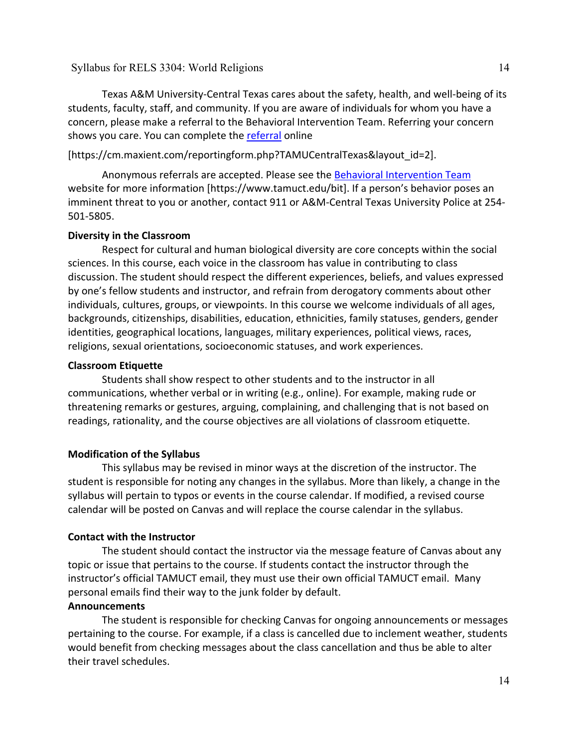Texas A&M University-Central Texas cares about the safety, health, and well-being of its students, faculty, staff, and community. If you are aware of individuals for whom you have a concern, please make a referral to the Behavioral Intervention Team. Referring your concern shows you care. You can complete the referral online

[https://cm.maxient.com/reportingform.php?TAMUCentralTexas&layout_id=2].

Anonymous referrals are accepted. Please see the Behavioral Intervention Team website for more information [https://www.tamuct.edu/bit]. If a person's behavior poses an imminent threat to you or another, contact 911 or A&M-Central Texas University Police at 254-501-5805.

**Diversity in the Classroom**

Respect for cultural and human biological diversity are core concepts within the social sciences. In this course, each voice in the classroom has value in contributing to class discussion. The student should respect the different experiences, beliefs, and values expressed by one's fellow students and instructor, and refrain from derogatory comments about other individuals, cultures, groups, or viewpoints. In this course we welcome individuals of all ages, backgrounds, citizenships, disabilities, education, ethnicities, family statuses, genders, gender identities, geographical locations, languages, military experiences, political views, races, religions, sexual orientations, socioeconomic statuses, and work experiences.

**Classroom Etiquette**

Students shall show respect to other students and to the instructor in all communications, whether verbal or in writing (e.g., online). For example, making rude or threatening remarks or gestures, arguing, complaining, and challenging that is not based on readings, rationality, and the course objectives are all violations of classroom etiquette.

**Modification of the Syllabus**

This syllabus may be revised in minor ways at the discretion of the instructor. The student is responsible for noting any changes in the syllabus. More than likely, a change in the syllabus will pertain to typos or events in the course calendar. If modified, a revised course calendar will be posted on Canvas and will replace the course calendar in the syllabus.

**Contact with the Instructor**

The student should contact the instructor via the message feature of Canvas about any topic or issue that pertains to the course. If students contact the instructor through the instructor's official TAMUCT email, they must use their own official TAMUCT email. Many personal emails find their way to the junk folder by default.

**Announcements**

The student is responsible for checking Canvas for ongoing announcements or messages pertaining to the course. For example, if a class is cancelled due to inclement weather, students would benefit from checking messages about the class cancellation and thus be able to alter their travel schedules.